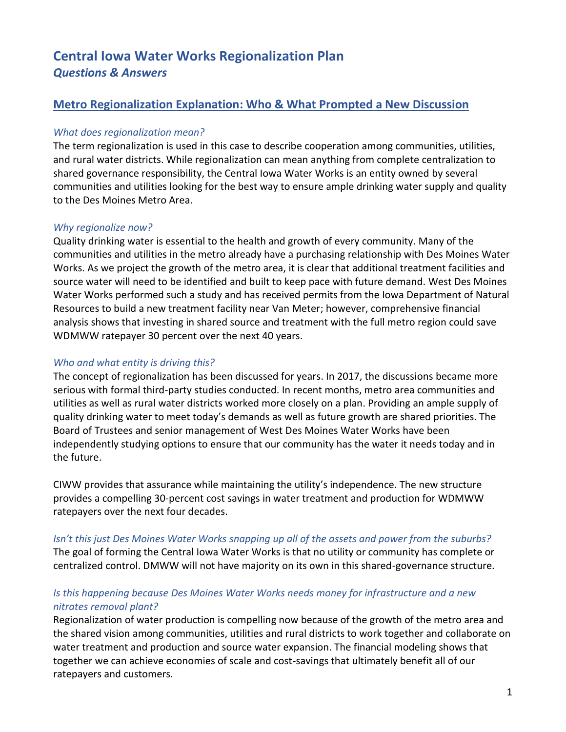# Central Iowa Water Works Regionalization Plan
## *Questions & Answers*

## Metro Regionalization Explanation: Who & What Prompted a New Discussion

### *What does regionalization mean?*

The term regionalization is used in this case to describe cooperation among communities, utilities, and rural water districts. While regionalization can mean anything from complete centralization to shared governance responsibility, the Central Iowa Water Works is an entity owned by several communities and utilities looking for the best way to ensure ample drinking water supply and quality to the Des Moines Metro Area.

### *Why regionalize now?*

Quality drinking water is essential to the health and growth of every community. Many of the communities and utilities in the metro already have a purchasing relationship with Des Moines Water Works. As we project the growth of the metro area, it is clear that additional treatment facilities and source water will need to be identified and built to keep pace with future demand. West Des Moines Water Works performed such a study and has received permits from the Iowa Department of Natural Resources to build a new treatment facility near Van Meter; however, comprehensive financial analysis shows that investing in shared source and treatment with the full metro region could save WDMWW ratepayer 30 percent over the next 40 years.

### *Who and what entity is driving this?*

The concept of regionalization has been discussed for years. In 2017, the discussions became more serious with formal third-party studies conducted. In recent months, metro area communities and utilities as well as rural water districts worked more closely on a plan. Providing an ample supply of quality drinking water to meet today's demands as well as future growth are shared priorities. The Board of Trustees and senior management of West Des Moines Water Works have been independently studying options to ensure that our community has the water it needs today and in the future.

CIWW provides that assurance while maintaining the utility's independence. The new structure provides a compelling 30-percent cost savings in water treatment and production for WDMWW ratepayers over the next four decades.

### *Isn't this just Des Moines Water Works snapping up all of the assets and power from the suburbs?*

The goal of forming the Central Iowa Water Works is that no utility or community has complete or centralized control. DMWW will not have majority on its own in this shared-governance structure.

### *Is this happening because Des Moines Water Works needs money for infrastructure and a new nitrates removal plant?*

Regionalization of water production is compelling now because of the growth of the metro area and the shared vision among communities, utilities and rural districts to work together and collaborate on water treatment and production and source water expansion. The financial modeling shows that together we can achieve economies of scale and cost-savings that ultimately benefit all of our ratepayers and customers.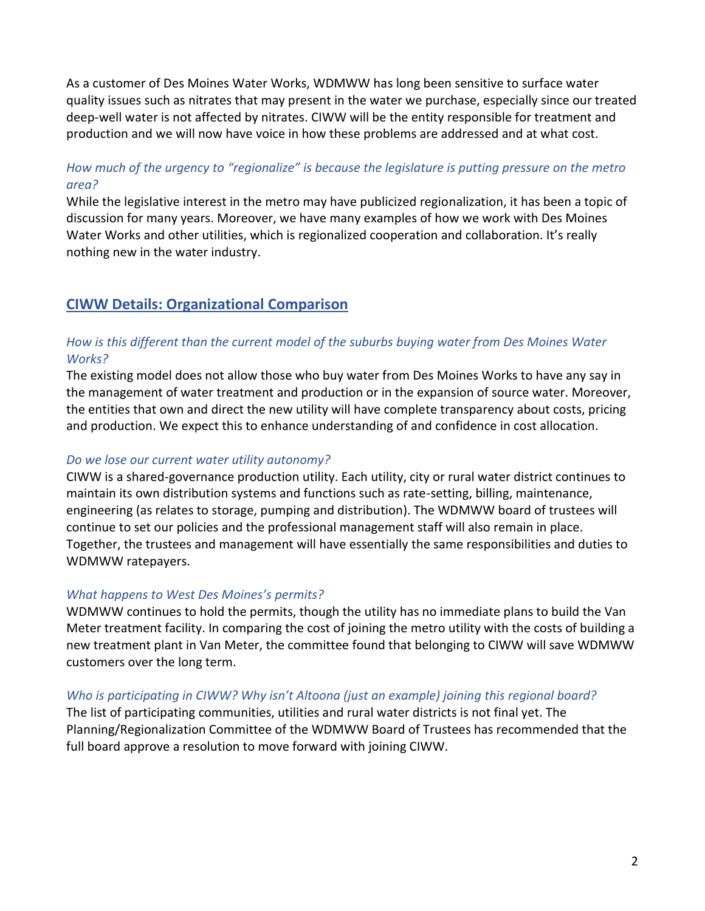As a customer of Des Moines Water Works, WDMWW has long been sensitive to surface water quality issues such as nitrates that may present in the water we purchase, especially since our treated deep-well water is not affected by nitrates. CIWW will be the entity responsible for treatment and production and we will now have voice in how these problems are addressed and at what cost.

*How much of the urgency to "regionalize" is because the legislature is putting pressure on the metro area?*

While the legislative interest in the metro may have publicized regionalization, it has been a topic of discussion for many years. Moreover, we have many examples of how we work with Des Moines Water Works and other utilities, which is regionalized cooperation and collaboration. It's really nothing new in the water industry.

## CIWW Details: Organizational Comparison

*How is this different than the current model of the suburbs buying water from Des Moines Water Works?*

The existing model does not allow those who buy water from Des Moines Works to have any say in the management of water treatment and production or in the expansion of source water. Moreover, the entities that own and direct the new utility will have complete transparency about costs, pricing and production. We expect this to enhance understanding of and confidence in cost allocation.

*Do we lose our current water utility autonomy?*

CIWW is a shared-governance production utility. Each utility, city or rural water district continues to maintain its own distribution systems and functions such as rate-setting, billing, maintenance, engineering (as relates to storage, pumping and distribution). The WDMWW board of trustees will continue to set our policies and the professional management staff will also remain in place. Together, the trustees and management will have essentially the same responsibilities and duties to WDMWW ratepayers.

*What happens to West Des Moines's permits?*

WDMWW continues to hold the permits, though the utility has no immediate plans to build the Van Meter treatment facility. In comparing the cost of joining the metro utility with the costs of building a new treatment plant in Van Meter, the committee found that belonging to CIWW will save WDMWW customers over the long term.

*Who is participating in CIWW? Why isn't Altoona (just an example) joining this regional board?*

The list of participating communities, utilities and rural water districts is not final yet. The Planning/Regionalization Committee of the WDMWW Board of Trustees has recommended that the full board approve a resolution to move forward with joining CIWW.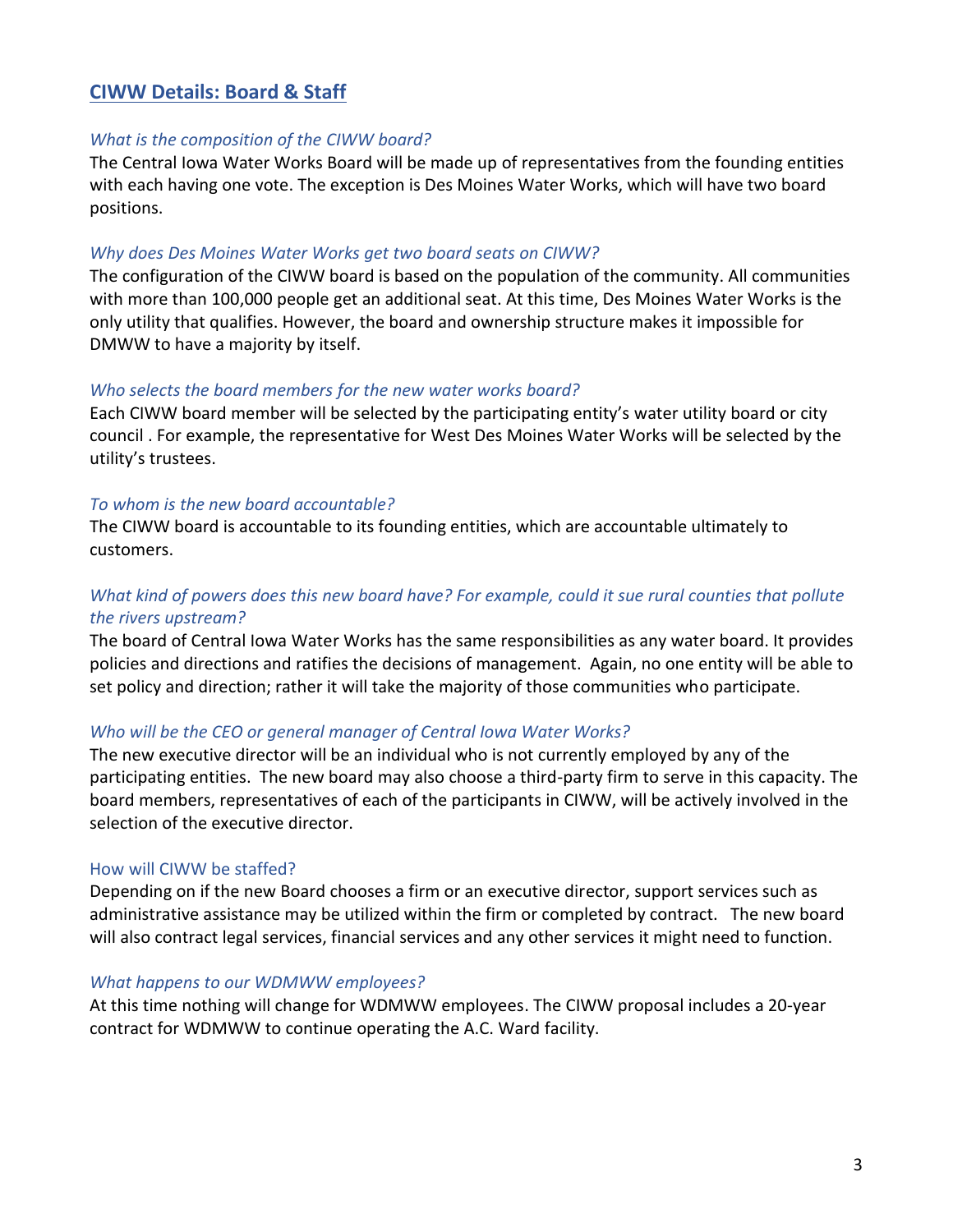## CIWW Details: Board & Staff

*What is the composition of the CIWW board?*

The Central Iowa Water Works Board will be made up of representatives from the founding entities with each having one vote. The exception is Des Moines Water Works, which will have two board positions.

*Why does Des Moines Water Works get two board seats on CIWW?*

The configuration of the CIWW board is based on the population of the community. All communities with more than 100,000 people get an additional seat. At this time, Des Moines Water Works is the only utility that qualifies. However, the board and ownership structure makes it impossible for DMWW to have a majority by itself.

*Who selects the board members for the new water works board?*

Each CIWW board member will be selected by the participating entity's water utility board or city council . For example, the representative for West Des Moines Water Works will be selected by the utility's trustees.

*To whom is the new board accountable?*

The CIWW board is accountable to its founding entities, which are accountable ultimately to customers.

*What kind of powers does this new board have? For example, could it sue rural counties that pollute the rivers upstream?*

The board of Central Iowa Water Works has the same responsibilities as any water board. It provides policies and directions and ratifies the decisions of management. Again, no one entity will be able to set policy and direction; rather it will take the majority of those communities who participate.

*Who will be the CEO or general manager of Central Iowa Water Works?*

The new executive director will be an individual who is not currently employed by any of the participating entities. The new board may also choose a third-party firm to serve in this capacity. The board members, representatives of each of the participants in CIWW, will be actively involved in the selection of the executive director.

How will CIWW be staffed?

Depending on if the new Board chooses a firm or an executive director, support services such as administrative assistance may be utilized within the firm or completed by contract. The new board will also contract legal services, financial services and any other services it might need to function.

*What happens to our WDMWW employees?*

At this time nothing will change for WDMWW employees. The CIWW proposal includes a 20-year contract for WDMWW to continue operating the A.C. Ward facility.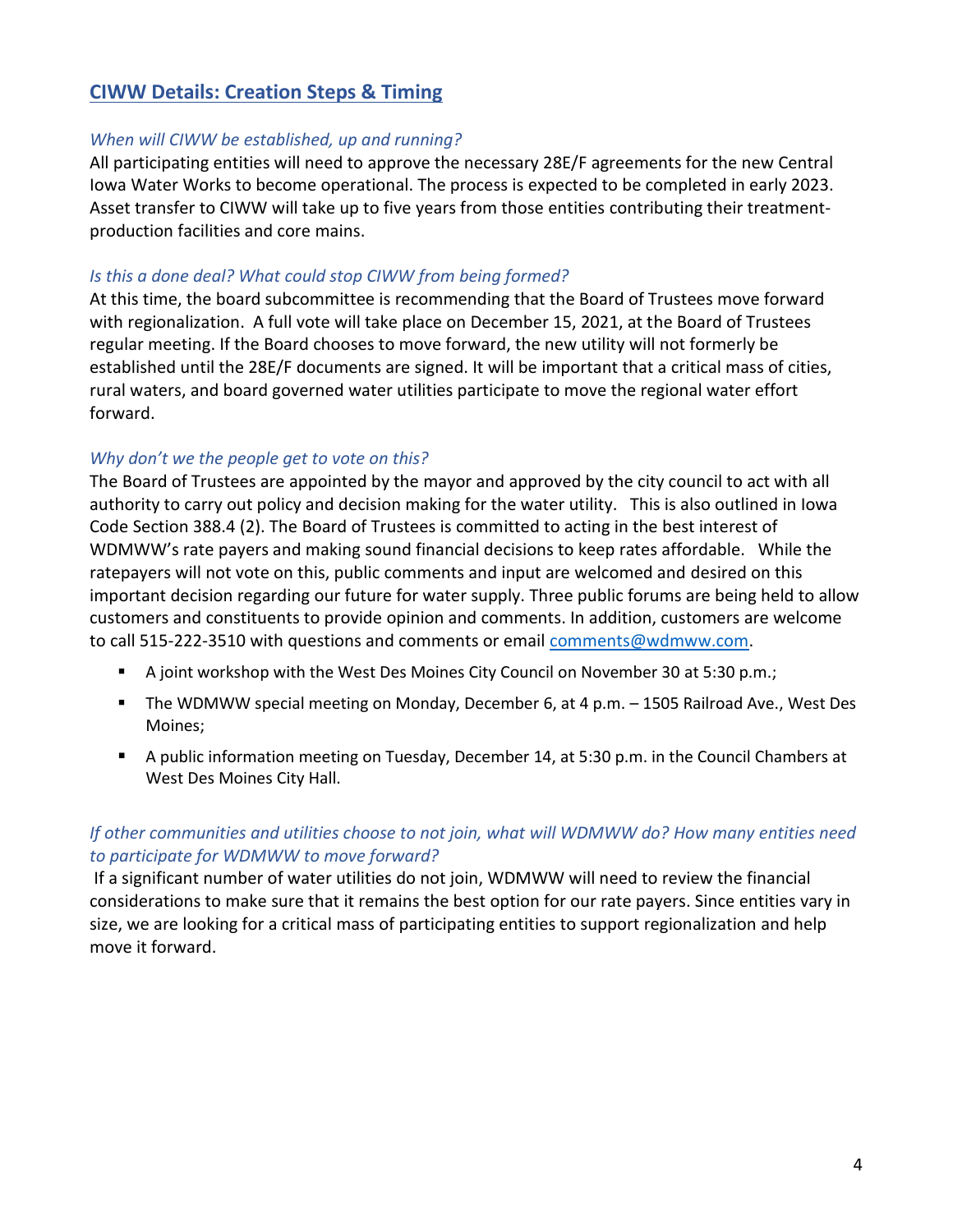## CIWW Details: Creation Steps & Timing

*When will CIWW be established, up and running?*

All participating entities will need to approve the necessary 28E/F agreements for the new Central Iowa Water Works to become operational. The process is expected to be completed in early 2023. Asset transfer to CIWW will take up to five years from those entities contributing their treatment-production facilities and core mains.

*Is this a done deal? What could stop CIWW from being formed?*

At this time, the board subcommittee is recommending that the Board of Trustees move forward with regionalization. A full vote will take place on December 15, 2021, at the Board of Trustees regular meeting. If the Board chooses to move forward, the new utility will not formerly be established until the 28E/F documents are signed. It will be important that a critical mass of cities, rural waters, and board governed water utilities participate to move the regional water effort forward.

*Why don't we the people get to vote on this?*

The Board of Trustees are appointed by the mayor and approved by the city council to act with all authority to carry out policy and decision making for the water utility. This is also outlined in Iowa Code Section 388.4 (2). The Board of Trustees is committed to acting in the best interest of WDMWW's rate payers and making sound financial decisions to keep rates affordable. While the ratepayers will not vote on this, public comments and input are welcomed and desired on this important decision regarding our future for water supply. Three public forums are being held to allow customers and constituents to provide opinion and comments. In addition, customers are welcome to call 515-222-3510 with questions and comments or email comments@wdmww.com.

- A joint workshop with the West Des Moines City Council on November 30 at 5:30 p.m.;
- The WDMWW special meeting on Monday, December 6, at 4 p.m. – 1505 Railroad Ave., West Des Moines;
- A public information meeting on Tuesday, December 14, at 5:30 p.m. in the Council Chambers at West Des Moines City Hall.

*If other communities and utilities choose to not join, what will WDMWW do? How many entities need to participate for WDMWW to move forward?*

If a significant number of water utilities do not join, WDMWW will need to review the financial considerations to make sure that it remains the best option for our rate payers. Since entities vary in size, we are looking for a critical mass of participating entities to support regionalization and help move it forward.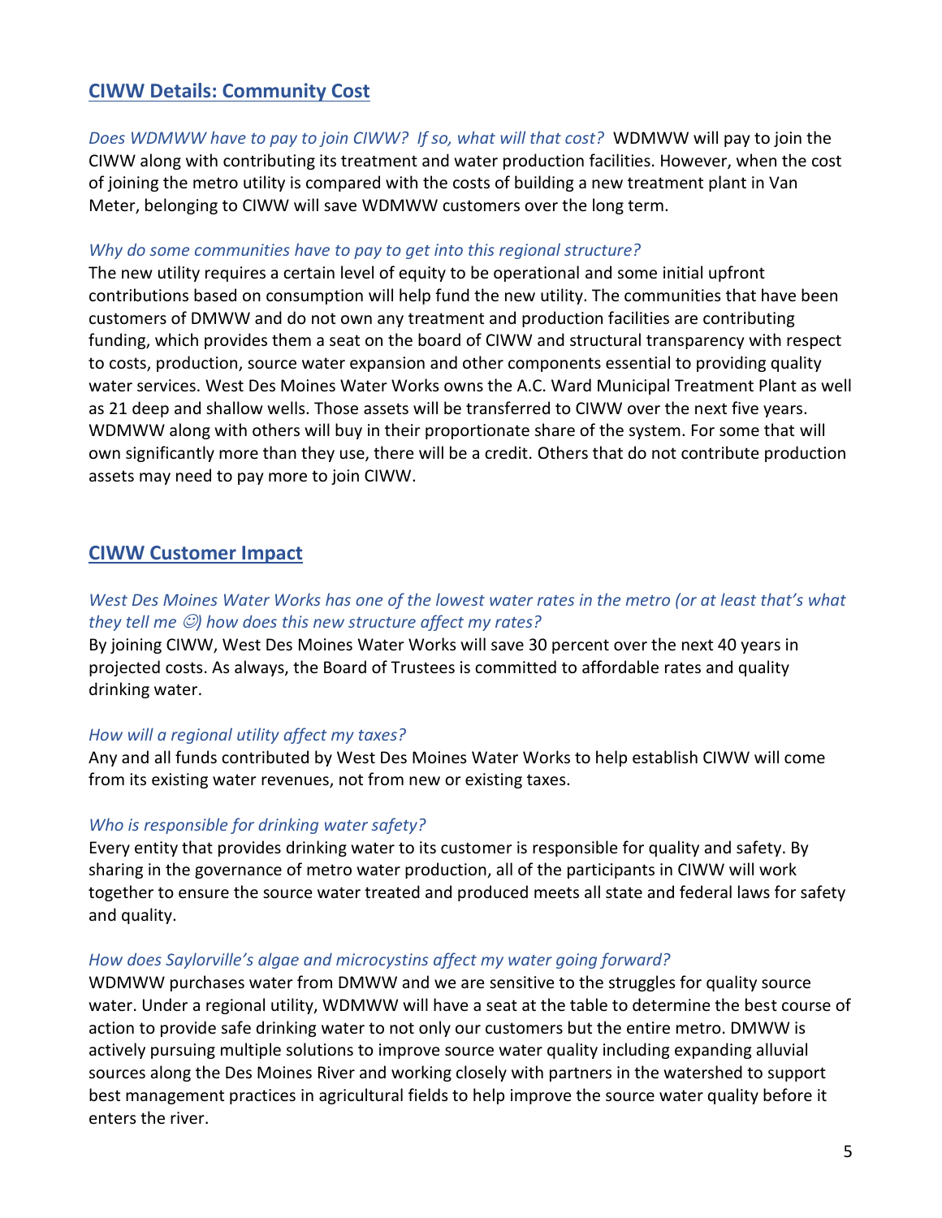## CIWW Details: Community Cost

*Does WDMWW have to pay to join CIWW? If so, what will that cost?* WDMWW will pay to join the CIWW along with contributing its treatment and water production facilities. However, when the cost of joining the metro utility is compared with the costs of building a new treatment plant in Van Meter, belonging to CIWW will save WDMWW customers over the long term.

*Why do some communities have to pay to get into this regional structure?*
The new utility requires a certain level of equity to be operational and some initial upfront contributions based on consumption will help fund the new utility. The communities that have been customers of DMWW and do not own any treatment and production facilities are contributing funding, which provides them a seat on the board of CIWW and structural transparency with respect to costs, production, source water expansion and other components essential to providing quality water services. West Des Moines Water Works owns the A.C. Ward Municipal Treatment Plant as well as 21 deep and shallow wells. Those assets will be transferred to CIWW over the next five years. WDMWW along with others will buy in their proportionate share of the system. For some that will own significantly more than they use, there will be a credit. Others that do not contribute production assets may need to pay more to join CIWW.

## CIWW Customer Impact

*West Des Moines Water Works has one of the lowest water rates in the metro (or at least that's what they tell me ☺) how does this new structure affect my rates?*
By joining CIWW, West Des Moines Water Works will save 30 percent over the next 40 years in projected costs. As always, the Board of Trustees is committed to affordable rates and quality drinking water.

*How will a regional utility affect my taxes?*
Any and all funds contributed by West Des Moines Water Works to help establish CIWW will come from its existing water revenues, not from new or existing taxes.

*Who is responsible for drinking water safety?*
Every entity that provides drinking water to its customer is responsible for quality and safety. By sharing in the governance of metro water production, all of the participants in CIWW will work together to ensure the source water treated and produced meets all state and federal laws for safety and quality.

*How does Saylorville's algae and microcystins affect my water going forward?*
WDMWW purchases water from DMWW and we are sensitive to the struggles for quality source water. Under a regional utility, WDMWW will have a seat at the table to determine the best course of action to provide safe drinking water to not only our customers but the entire metro. DMWW is actively pursuing multiple solutions to improve source water quality including expanding alluvial sources along the Des Moines River and working closely with partners in the watershed to support best management practices in agricultural fields to help improve the source water quality before it enters the river.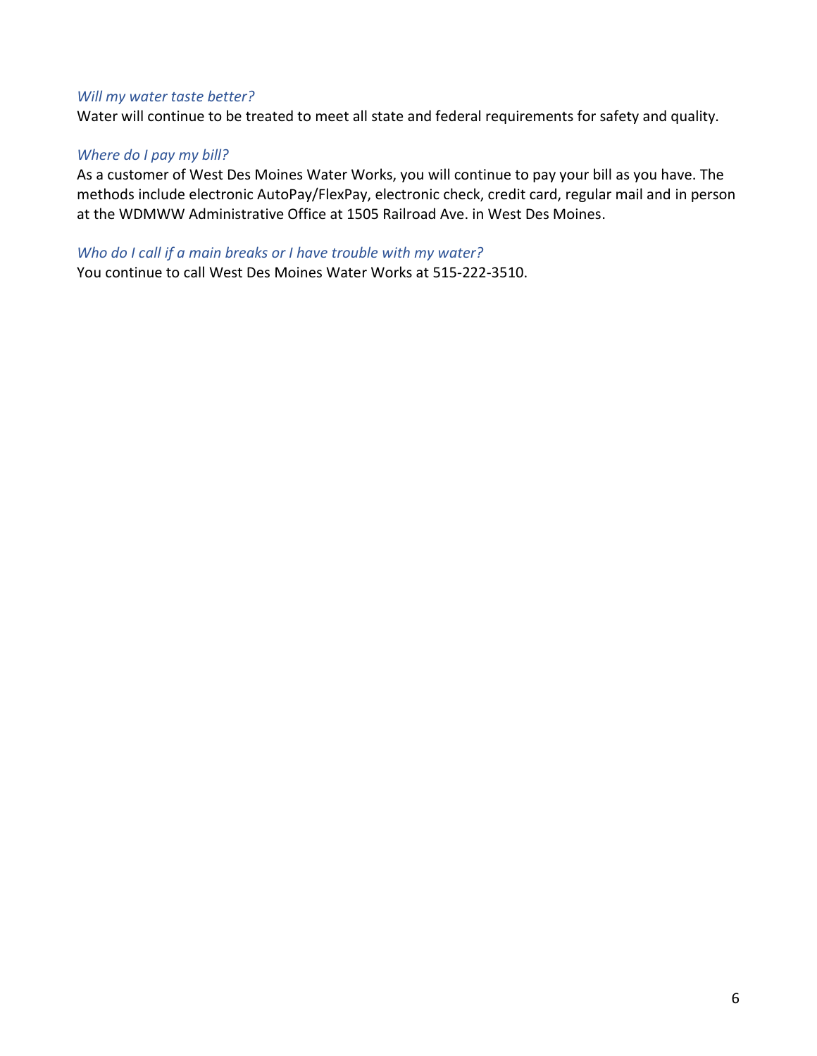*Will my water taste better?*

Water will continue to be treated to meet all state and federal requirements for safety and quality.

*Where do I pay my bill?*

As a customer of West Des Moines Water Works, you will continue to pay your bill as you have. The methods include electronic AutoPay/FlexPay, electronic check, credit card, regular mail and in person at the WDMWW Administrative Office at 1505 Railroad Ave. in West Des Moines.

*Who do I call if a main breaks or I have trouble with my water?*

You continue to call West Des Moines Water Works at 515-222-3510.